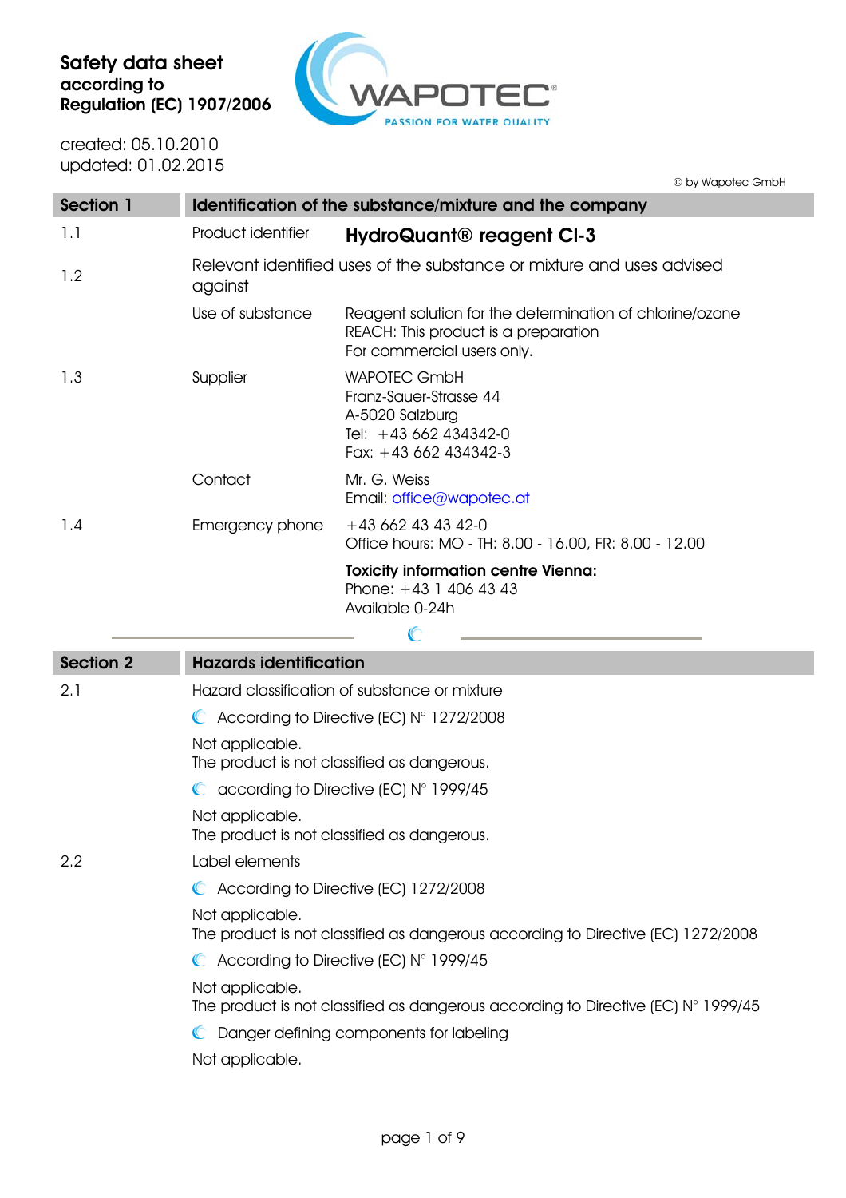**Safety data sheet according to Regulation (EC) 1907/2006**

created: 05.10.2010
updated: 01.02.2015

© by Wapotec GmbH

## Section 1 — Identification of the substance/mixture and the company

**1.1** Product identifier — **HydroQuant® reagent Cl-3**

**1.2** Relevant identified uses of the substance or mixture and uses advised against

Use of substance: Reagent solution for the determination of chlorine/ozone
REACH: This product is a preparation
For commercial users only.

**1.3** Supplier:
WAPOTEC GmbH
Franz-Sauer-Strasse 44
A-5020 Salzburg
Tel: +43 662 434342-0
Fax: +43 662 434342-3

Contact:
Mr. G. Weiss
Email: office@wapotec.at

**1.4** Emergency phone:
+43 662 43 43 42-0
Office hours: MO - TH: 8.00 - 16.00, FR: 8.00 - 12.00

**Toxicity information centre Vienna:**
Phone: +43 1 406 43 43
Available 0-24h

## Section 2 — Hazards identification

**2.1** Hazard classification of substance or mixture

- According to Directive (EC) N° 1272/2008

Not applicable.
The product is not classified as dangerous.

- according to Directive (EC) N° 1999/45

Not applicable.
The product is not classified as dangerous.

**2.2** Label elements

- According to Directive (EC) 1272/2008

Not applicable.
The product is not classified as dangerous according to Directive (EC) 1272/2008

- According to Directive (EC) N° 1999/45

Not applicable.
The product is not classified as dangerous according to Directive (EC) N° 1999/45

- Danger defining components for labeling

Not applicable.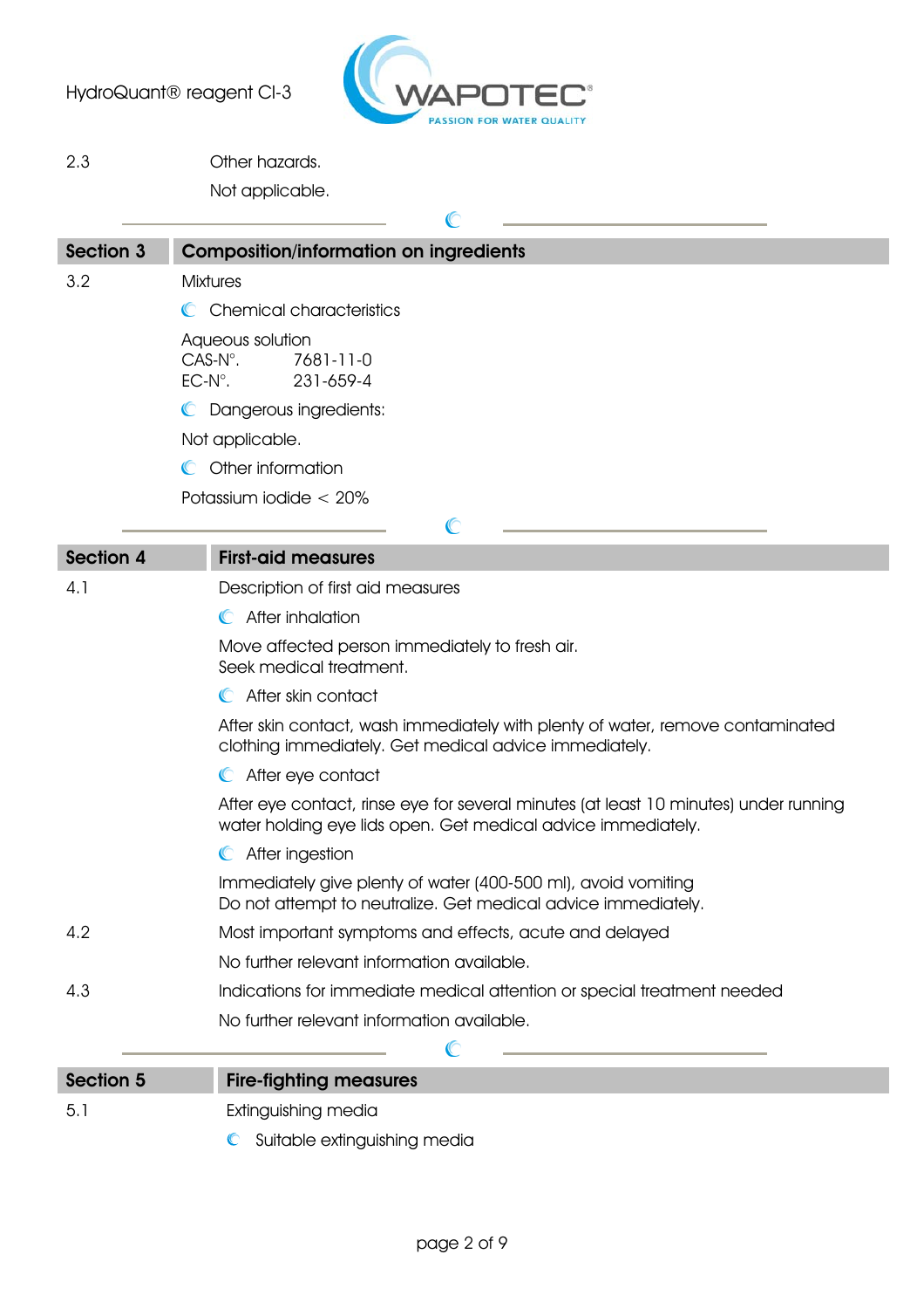2.3 Other hazards.

Not applicable.

## Section 3 Composition/information on ingredients

3.2 Mixtures

- Chemical characteristics

Aaqueous solution
CAS-N°. 7681-11-0
EC-N°. 231-659-4

- Dangerous ingredients:

Not applicable.

- Other information

Potassium iodide < 20%

## Section 4 First-aid measures

4.1 Description of first aid measures

- After inhalation

Move affected person immediately to fresh air.
Seek medical treatment.

- After skin contact

After skin contact, wash immediately with plenty of water, remove contaminated clothing immediately. Get medical advice immediately.

- After eye contact

After eye contact, rinse eye for several minutes (at least 10 minutes) under running water holding eye lids open. Get medical advice immediately.

- After ingestion

Immediately give plenty of water (400-500 ml), avoid vomiting
Do not attempt to neutralize. Get medical advice immediately.

4.2 Most important symptoms and effects, acute and delayed

No further relevant information available.

4.3 Indications for immediate medical attention or special treatment needed

No further relevant information available.

## Section 5 Fire-fighting measures

5.1 Extinguishing media

- Suitable extinguishing media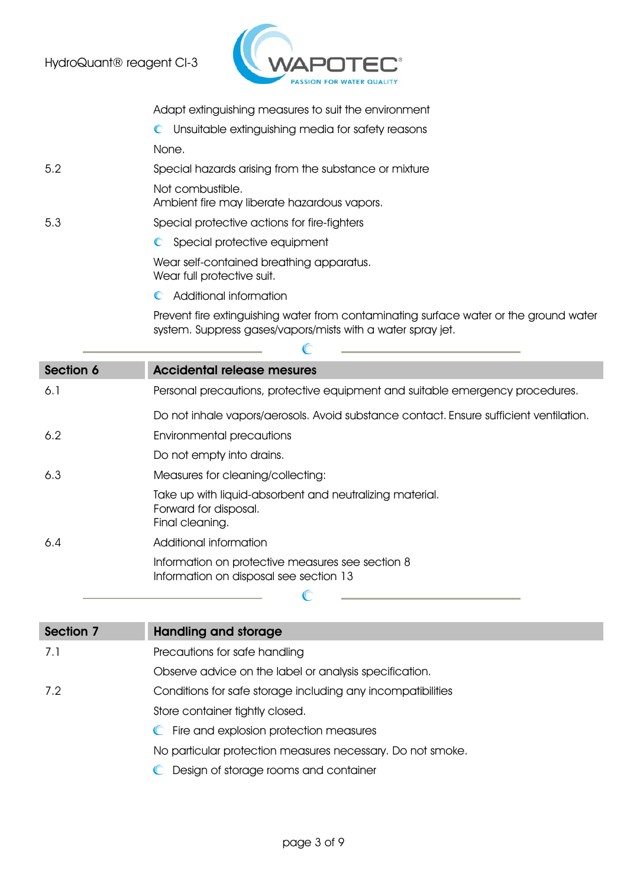Adapt extinguishing measures to suit the environment

- Unsuitable extinguishing media for safety reasons

None.

5.2 Special hazards arising from the substance or mixture

Not combustible.
Ambient fire may liberate hazardous vapors.

5.3 Special protective actions for fire-fighters

- Special protective equipment

Wear self-contained breathing apparatus.
Wear full protective suit.

- Additional information

Prevent fire extinguishing water from contaminating surface water or the ground water system. Suppress gases/vapors/mists with a water spray jet.

## Section 6 Accidental release mesures

6.1 Personal precautions, protective equipment and suitable emergency procedures.

Do not inhale vapors/aerosols. Avoid substance contact. Ensure sufficient ventilation.

6.2 Environmental precautions

Do not empty into drains.

6.3 Measures for cleaning/collecting:

Take up with liquid-absorbent and neutralizing material.
Forward for disposal.
Final cleaning.

6.4 Additional information

Information on protective measures see section 8
Information on disposal see section 13

## Section 7 Handling and storage

7.1 Precautions for safe handling

Observe advice on the label or analysis specification.

7.2 Conditions for safe storage including any incompatibilities

Store container tightly closed.

- Fire and explosion protection measures

No particular protection measures necessary. Do not smoke.

- Design of storage rooms and container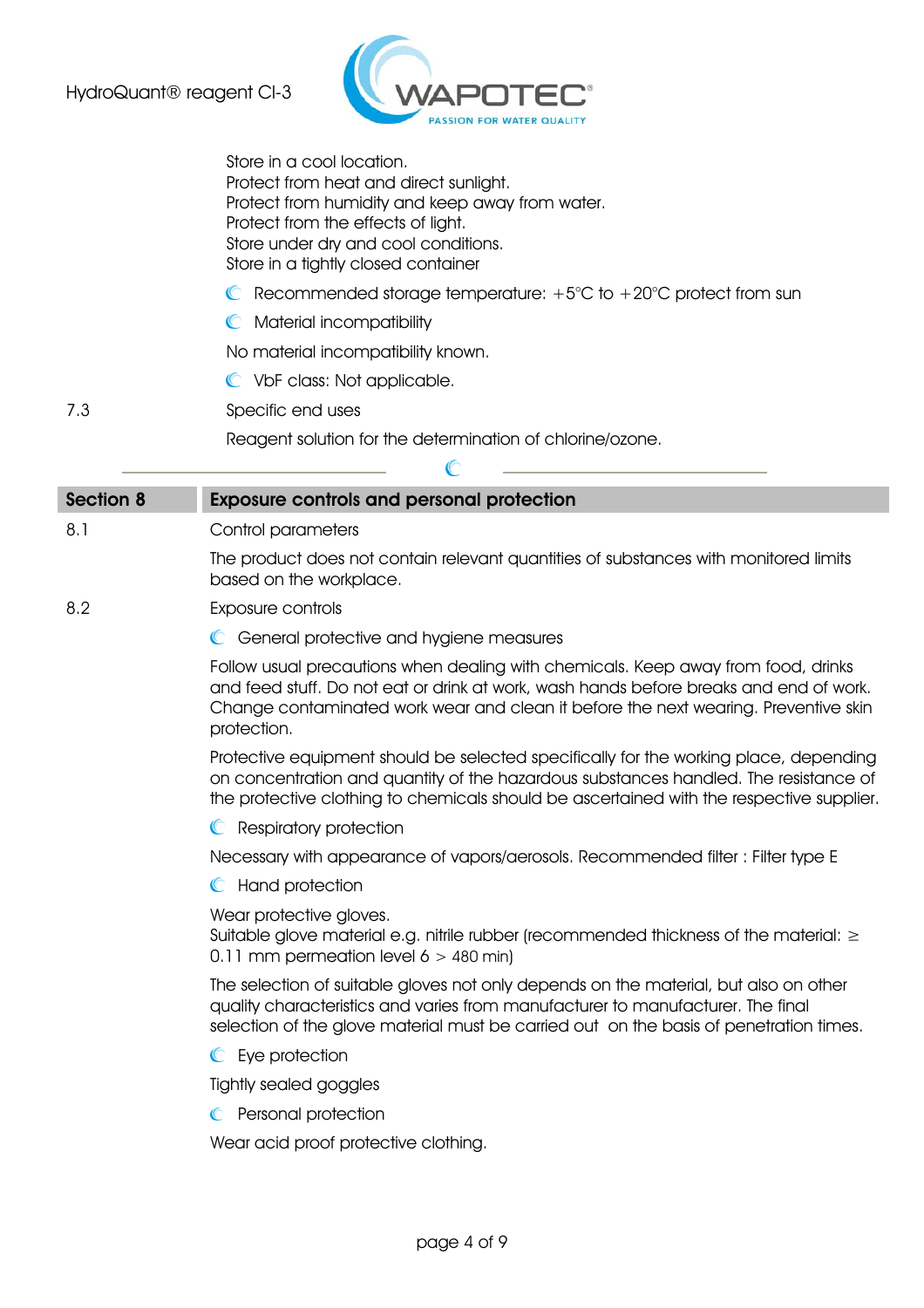Store in a cool location.
Protect from heat and direct sunlight.
Protect from humidity and keep away from water.
Protect from the effects of light.
Store under dry and cool conditions.
Store in a tightly closed container

- Recommended storage temperature: +5°C to +20°C protect from sun
- Material incompatibility

No material incompatibility known.

- VbF class: Not applicable.

7.3 Specific end uses

Reagent solution for the determination of chlorine/ozone.

## Section 8 Exposure controls and personal protection

8.1 Control parameters

The product does not contain relevant quantities of substances with monitored limits based on the workplace.

8.2 Exposure controls

- General protective and hygiene measures

Follow usual precautions when dealing with chemicals. Keep away from food, drinks and feed stuff. Do not eat or drink at work, wash hands before breaks and end of work. Change contaminated work wear and clean it before the next wearing. Preventive skin protection.

Protective equipment should be selected specifically for the working place, depending on concentration and quantity of the hazardous substances handled. The resistance of the protective clothing to chemicals should be ascertained with the respective supplier.

- Respiratory protection

Necessary with appearance of vapors/aerosols. Recommended filter : Filter type E

- Hand protection

Wear protective gloves.
Suitable glove material e.g. nitrile rubber (recommended thickness of the material: ≥ 0.11 mm permeation level 6 > 480 min)

The selection of suitable gloves not only depends on the material, but also on other quality characteristics and varies from manufacturer to manufacturer. The final selection of the glove material must be carried out on the basis of penetration times.

- Eye protection

Tightly sealed goggles

- Personal protection

Wear acid proof protective clothing.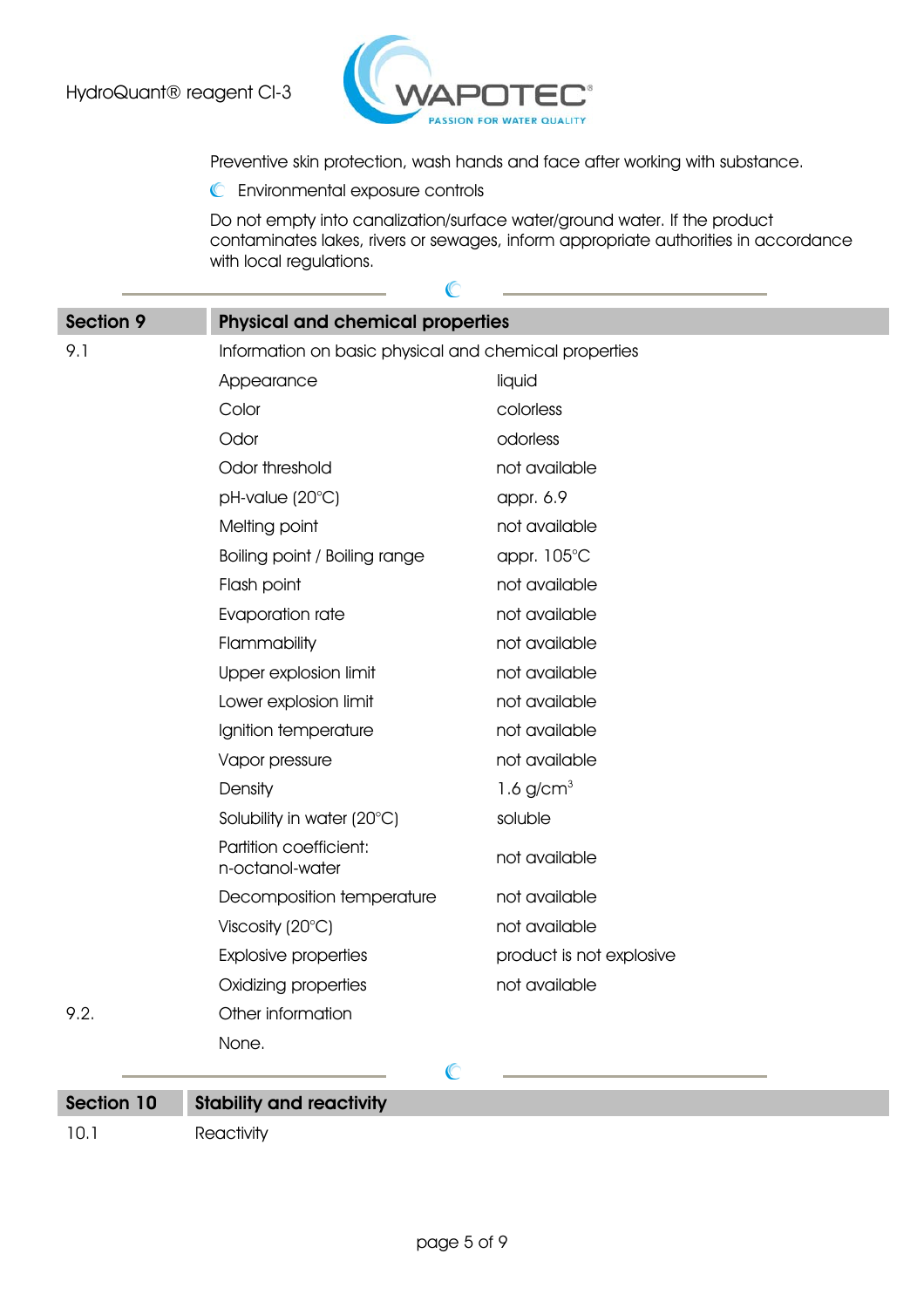Preventive skin protection, wash hands and face after working with substance.

- Environmental exposure controls

Do not empty into canalization/surface water/ground water. If the product contaminates lakes, rivers or sewages, inform appropriate authorities in accordance with local regulations.

## Section 9 Physical and chemical properties

9.1 Information on basic physical and chemical properties

| Property | Value |
|---|---|
| Appearance | liquid |
| Color | colorless |
| Odor | odorless |
| Odor threshold | not available |
| pH-value (20°C) | appr. 6.9 |
| Melting point | not available |
| Boiling point / Boiling range | appr. 105°C |
| Flash point | not available |
| Evaporation rate | not available |
| Flammability | not available |
| Upper explosion limit | not available |
| Lower explosion limit | not available |
| Ignition temperature | not available |
| Vapor pressure | not available |
| Density | 1.6 g/cm$^3$ |
| Solubility in water (20°C) | soluble |
| Partition coefficient: n-octanol-water | not available |
| Decomposition temperature | not available |
| Viscosity (20°C) | not available |
| Explosive properties | product is not explosive |
| Oxidizing properties | not available |

9.2. Other information

None.

## Section 10 Stability and reactivity

10.1 Reactivity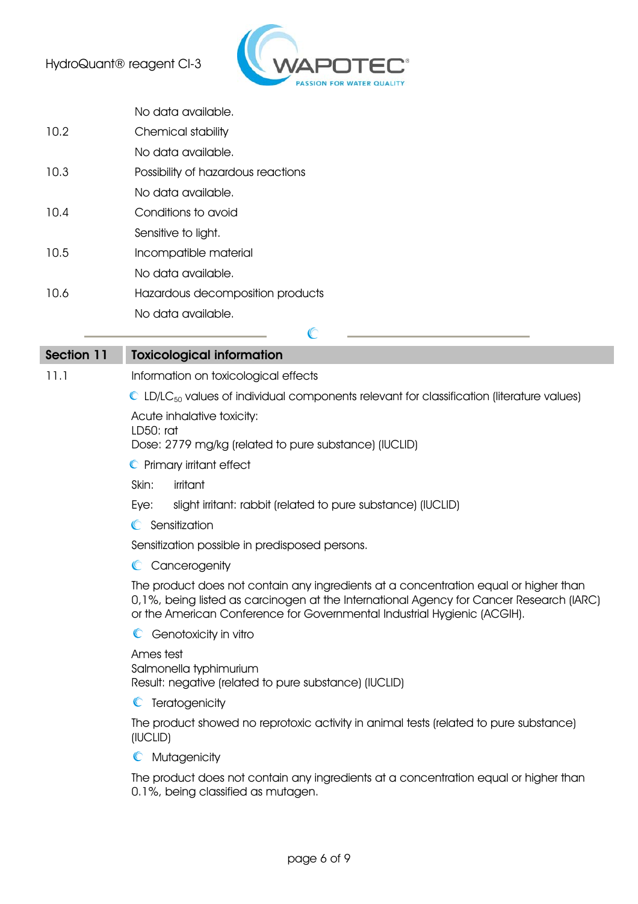No data available.

10.2 Chemical stability

No data available.

10.3 Possibility of hazardous reactions

No data available.

10.4 Conditions to avoid

Sensitive to light.

10.5 Incompatible material

No data available.

10.6 Hazardous decomposition products

No data available.

## Section 11 Toxicological information

11.1 Information on toxicological effects

LD/$LC_{50}$ values of individual components relevant for classification (literature values)

Acute inhalative toxicity:
LD50: rat
Dose: 2779 mg/kg (related to pure substance) (IUCLID)

Primary irritant effect

Skin: irritant

Eye: slight irritant: rabbit (related to pure substance) (IUCLID)

Sensitization

Sensitization possible in predisposed persons.

Cancerogenity

The product does not contain any ingredients at a concentration equal or higher than 0,1%, being listed as carcinogen at the International Agency for Cancer Research (IARC) or the American Conference for Governmental Industrial Hygienic (ACGIH).

Genotoxicity in vitro

Ames test
Salmonella typhimurium
Result: negative (related to pure substance) (IUCLID)

Teratogenicity

The product showed no reprotoxic activity in animal tests (related to pure substance) (IUCLID)

Mutagenicity

The product does not contain any ingredients at a concentration equal or higher than 0.1%, being classified as mutagen.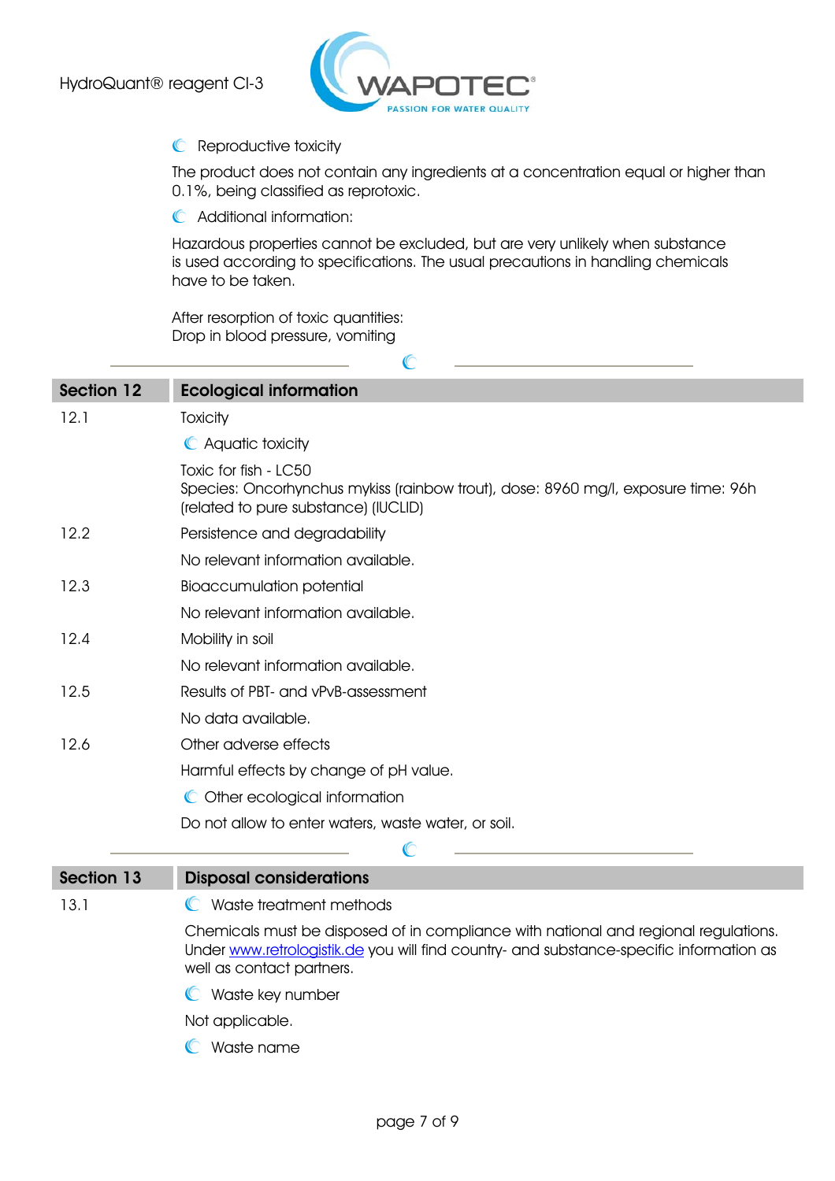**Reproductive toxicity**

The product does not contain any ingredients at a concentration equal or higher than 0.1%, being classified as reprotoxic.

**Additional information:**

Hazardous properties cannot be excluded, but are very unlikely when substance is used according to specifications. The usual precautions in handling chemicals have to be taken.

After resorption of toxic quantities:
Drop in blood pressure, vomiting

---

## Section 12 Ecological information

**12.1 Toxicity**

**Aquatic toxicity**

Toxic for fish - LC50
Species: Oncorhynchus mykiss (rainbow trout), dose: 8960 mg/l, exposure time: 96h (related to pure substance) (IUCLID)

**12.2 Persistence and degradability**

No relevant information available.

**12.3 Bioaccumulation potential**

No relevant information available.

**12.4 Mobility in soil**

No relevant information available.

**12.5 Results of PBT- and vPvB-assessment**

No data available.

**12.6 Other adverse effects**

Harmful effects by change of pH value.

**Other ecological information**

Do not allow to enter waters, waste water, or soil.

---

## Section 13 Disposal considerations

**13.1 Waste treatment methods**

Chemicals must be disposed of in compliance with national and regional regulations. Under www.retrologistik.de you will find country- and substance-specific information as well as contact partners.

**Waste key number**

Not applicable.

**Waste name**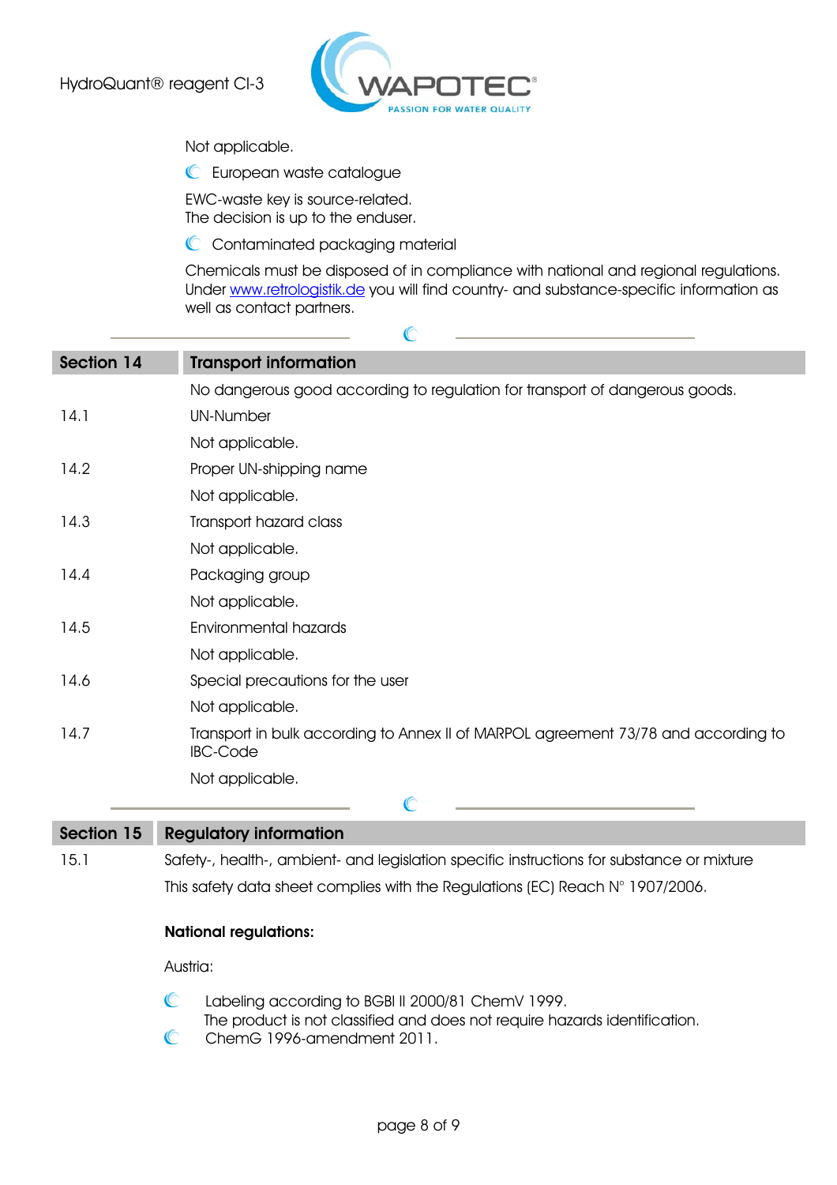Not applicable.

- European waste catalogue

EWC-waste key is source-related.
The decision is up to the enduser.

- Contaminated packaging material

Chemicals must be disposed of in compliance with national and regional regulations. Under www.retrologistik.de you will find country- and substance-specific information as well as contact partners.

## Section 14 Transport information

No dangerous good according to regulation for transport of dangerous goods.

**14.1** UN-Number

Not applicable.

**14.2** Proper UN-shipping name

Not applicable.

**14.3** Transport hazard class

Not applicable.

**14.4** Packaging group

Not applicable.

**14.5** Environmental hazards

Not applicable.

**14.6** Special precautions for the user

Not applicable.

**14.7** Transport in bulk according to Annex II of MARPOL agreement 73/78 and according to IBC-Code

Not applicable.

## Section 15 Regulatory information

**15.1** Safety-, health-, ambient- and legislation specific instructions for substance or mixture

This safety data sheet complies with the Regulations (EC) Reach N° 1907/2006.

**National regulations:**

Austria:

- Labeling according to BGBl II 2000/81 ChemV 1999.
  The product is not classified and does not require hazards identification.
- ChemG 1996-amendment 2011.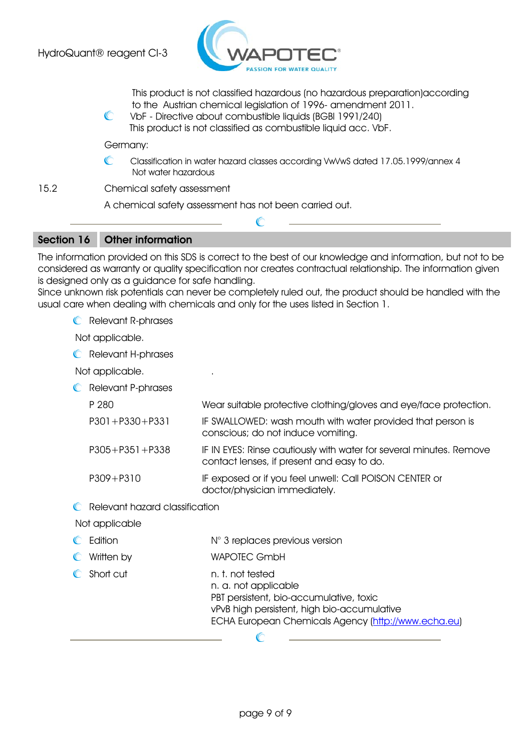This product is not classified hazardous (no hazardous preparation)according to the Austrian chemical legislation of 1996- amendment 2011.

- VbF - Directive about combustible liquids (BGBl 1991/240)
  This product is not classified as combustible liquid acc. VbF.

Germany:

- Classification in water hazard classes according VwVwS dated 17.05.1999/annex 4
  Not water hazardous

15.2 Chemical safety assessment

A chemical safety assessment has not been carried out.

## Section 16 Other information

The information provided on this SDS is correct to the best of our knowledge and information, but not to be considered as warranty or quality specification nor creates contractual relationship. The information given is designed only as a guidance for safe handling.
Since unknown risk potentials can never be completely ruled out, the product should be handled with the usual care when dealing with chemicals and only for the uses listed in Section 1.

- Relevant R-phrases

Not applicable.

- Relevant H-phrases

Not applicable.

- Relevant P-phrases

| | |
|---|---|
| P 280 | Wear suitable protective clothing/gloves and eye/face protection. |
| P301+P330+P331 | IF SWALLOWED: wash mouth with water provided that person is conscious; do not induce vomiting. |
| P305+P351+P338 | IF IN EYES: Rinse cautiously with water for several minutes. Remove contact lenses, if present and easy to do. |
| P309+P310 | IF exposed or if you feel unwell: Call POISON CENTER or doctor/physician immediately. |

- Relevant hazard classification

Not applicable

| | |
|---|---|
| Edition | N° 3 replaces previous version |
| Written by | WAPOTEC GmbH |
| Short cut | n. t. not tested<br>n. a. not applicable<br>PBT persistent, bio-accumulative, toxic<br>vPvB high persistent, high bio-accumulative<br>ECHA European Chemicals Agency (http://www.echa.eu) |